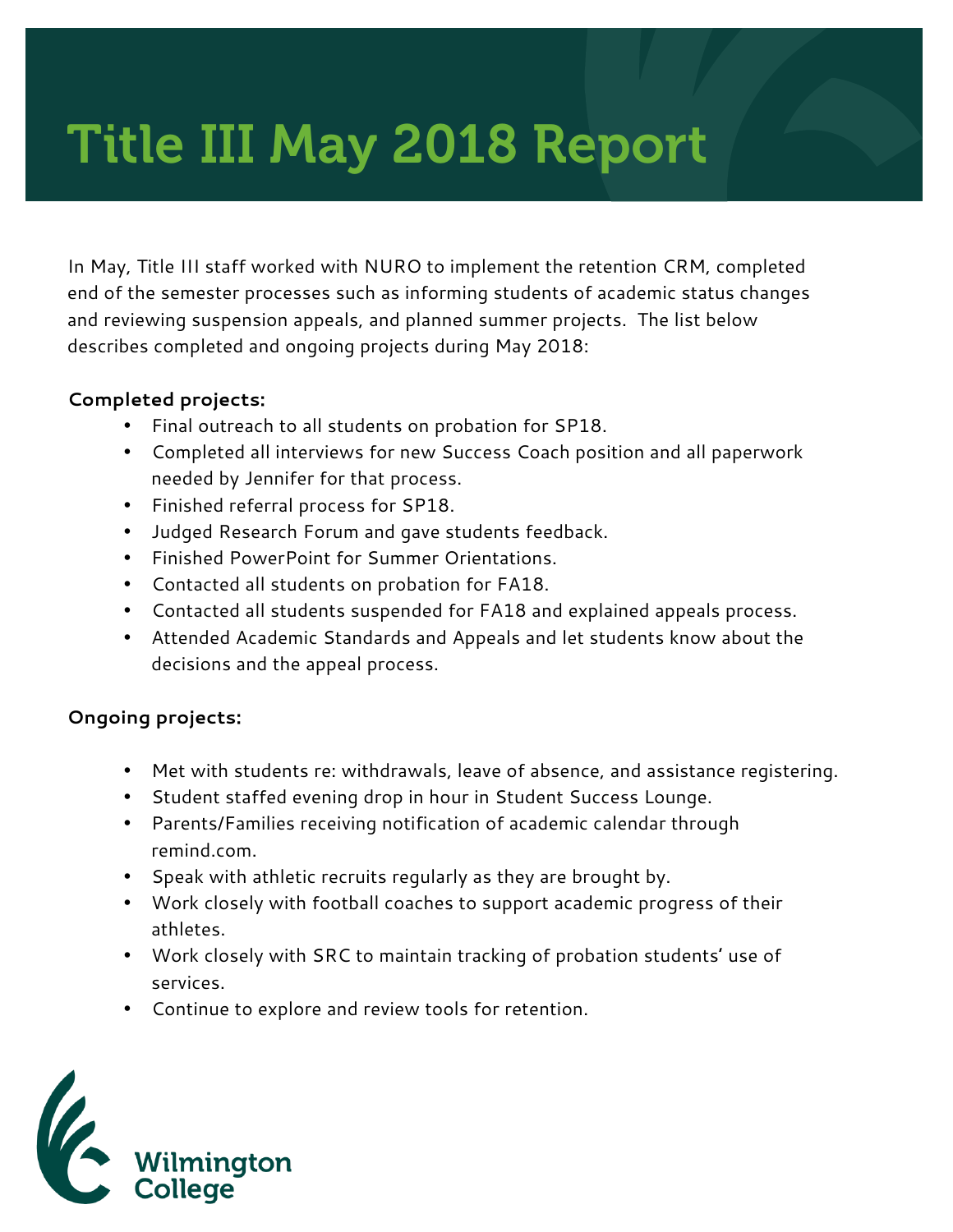# Title III May 2018 Report

In May, Title III staff worked with NURO to implement the retention CRM, completed end of the semester processes such as informing students of academic status changes and reviewing suspension appeals, and planned summer projects. The list below describes completed and ongoing projects during May 2018:

**Completed projects:**

- Final outreach to all students on probation for SP18.
- Completed all interviews for new Success Coach position and all paperwork needed by Jennifer for that process.
- Finished referral process for SP18.
- Judged Research Forum and gave students feedback.
- Finished PowerPoint for Summer Orientations.
- Contacted all students on probation for FA18.
- Contacted all students suspended for FA18 and explained appeals process.
- Attended Academic Standards and Appeals and let students know about the decisions and the appeal process.

**Ongoing projects:**

- Met with students re: withdrawals, leave of absence, and assistance registering.
- Student staffed evening drop in hour in Student Success Lounge.
- Parents/Families receiving notification of academic calendar through remind.com.
- Speak with athletic recruits regularly as they are brought by.
- Work closely with football coaches to support academic progress of their athletes.
- Work closely with SRC to maintain tracking of probation students' use of services.
- Continue to explore and review tools for retention.

Wilmington College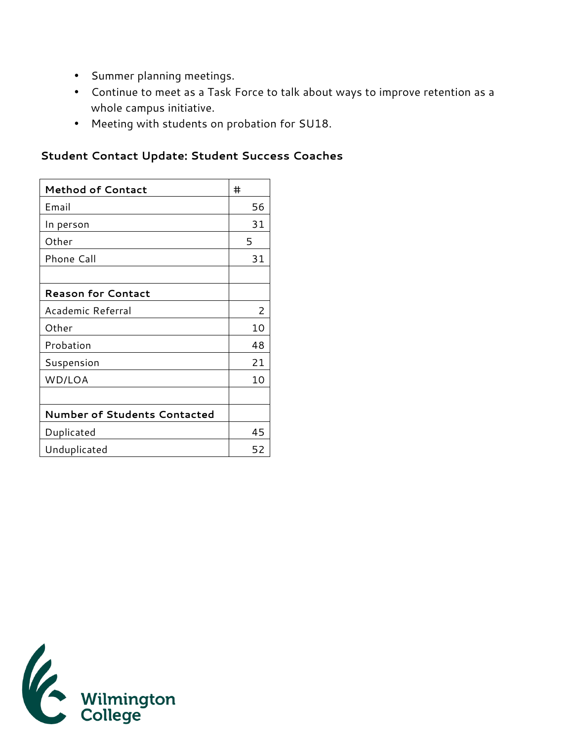- Summer planning meetings.
- Continue to meet as a Task Force to talk about ways to improve retention as a whole campus initiative.
- Meeting with students on probation for SU18.

### Student Contact Update: Student Success Coaches

| **Method of Contact** | # |
|---|---|
| Email | 56 |
| In person | 31 |
| Other | 5 |
| Phone Call | 31 |
| | |
| **Reason for Contact** | |
| Academic Referral | 2 |
| Other | 10 |
| Probation | 48 |
| Suspension | 21 |
| WD/LOA | 10 |
| | |
| **Number of Students Contacted** | |
| Duplicated | 45 |
| Unduplicated | 52 |

Wilmington College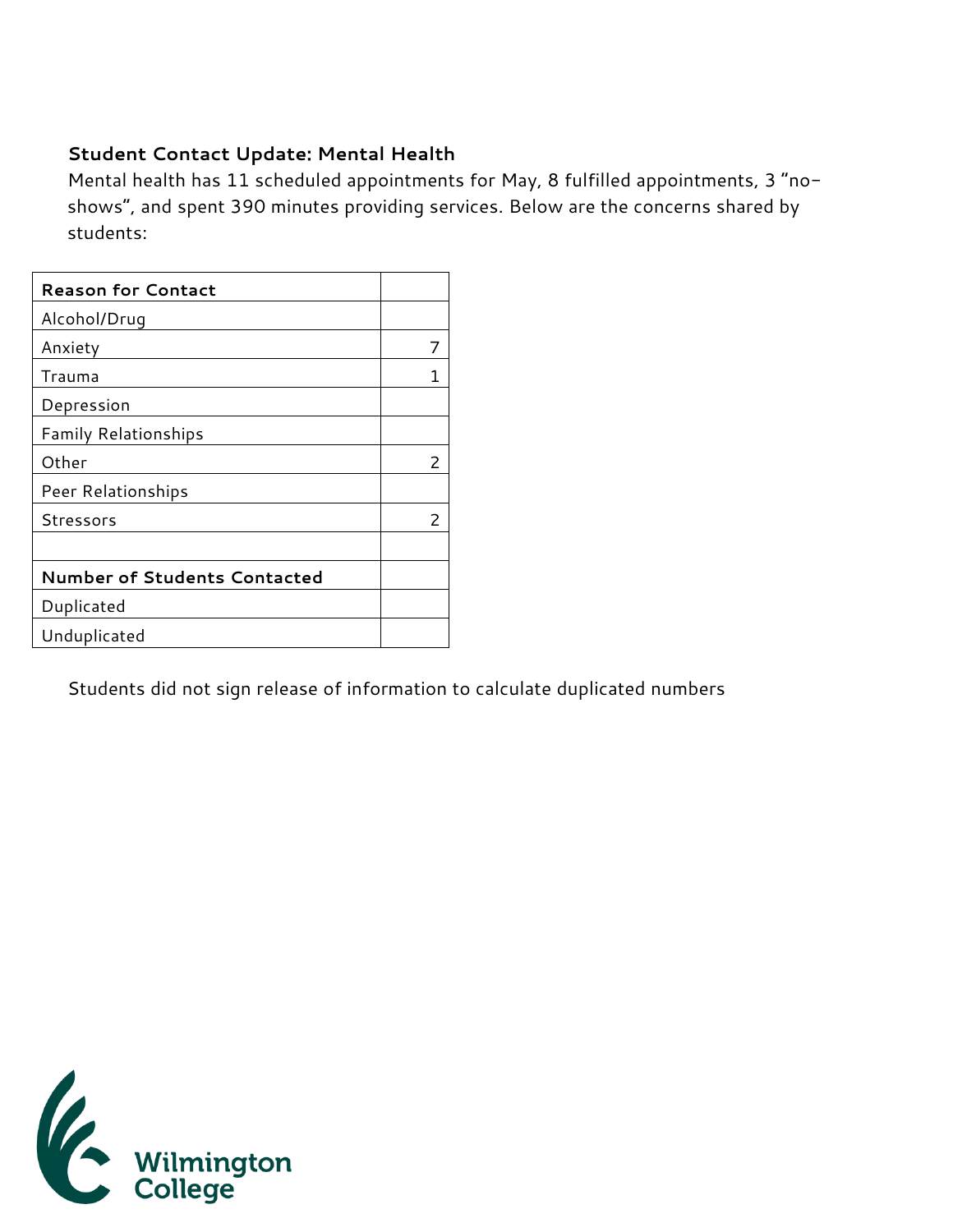**Student Contact Update: Mental Health**

Mental health has 11 scheduled appointments for May, 8 fulfilled appointments, 3 "no-shows", and spent 390 minutes providing services. Below are the concerns shared by students:

| **Reason for Contact** | |
|---|---|
| Alcohol/Drug | |
| Anxiety | 7 |
| Trauma | 1 |
| Depression | |
| Family Relationships | |
| Other | 2 |
| Peer Relationships | |
| Stressors | 2 |
| | |
| **Number of Students Contacted** | |
| Duplicated | |
| Unduplicated | |

Students did not sign release of information to calculate duplicated numbers

Wilmington College